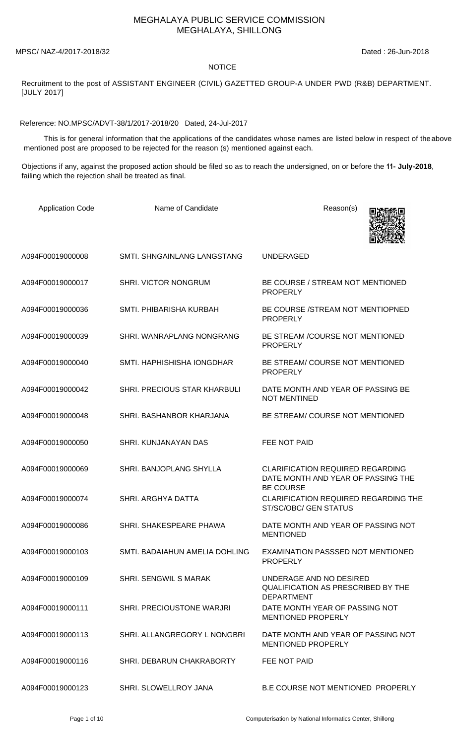# MEGHALAYA PUBLIC SERVICE COMMISSION
## MEGHALAYA, SHILLONG

MPSC/ NAZ-4/2017-2018/32 Dated : 26-Jun-2018

NOTICE

Recruitment to the post of ASSISTANT ENGINEER (CIVIL) GAZETTED GROUP-A UNDER PWD (R&B) DEPARTMENT. [JULY 2017]

Reference: NO.MPSC/ADVT-38/1/2017-2018/20 Dated, 24-Jul-2017

This is for general information that the applications of the candidates whose names are listed below in respect of the above mentioned post are proposed to be rejected for the reason (s) mentioned against each.

Objections if any, against the proposed action should be filed so as to reach the undersigned, on or before the **11- July-2018**, failing which the rejection shall be treated as final.

| Application Code | Name of Candidate | Reason(s) |
|---|---|---|
| A094F00019000008 | SMTI. SHNGAINLANG LANGSTANG | UNDERAGED |
| A094F00019000017 | SHRI. VICTOR NONGRUM | BE COURSE / STREAM NOT MENTIONED PROPERLY |
| A094F00019000036 | SMTI. PHIBARISHA KURBAH | BE COURSE /STREAM NOT MENTIOPNED PROPERLY |
| A094F00019000039 | SHRI. WANRAPLANG NONGRANG | BE STREAM /COURSE NOT MENTIONED PROPERLY |
| A094F00019000040 | SMTI. HAPHISHISHA IONGDHAR | BE STREAM/ COURSE NOT MENTIONED PROPERLY |
| A094F00019000042 | SHRI. PRECIOUS STAR KHARBULI | DATE MONTH AND YEAR OF PASSING BE NOT MENTINED |
| A094F00019000048 | SHRI. BASHANBOR KHARJANA | BE STREAM/ COURSE NOT MENTIONED |
| A094F00019000050 | SHRI. KUNJANAYAN DAS | FEE NOT PAID |
| A094F00019000069 | SHRI. BANJOPLANG SHYLLA | CLARIFICATION REQUIRED REGARDING DATE MONTH AND YEAR OF PASSING THE BE COURSE |
| A094F00019000074 | SHRI. ARGHYA DATTA | CLARIFICATION REQUIRED REGARDING THE ST/SC/OBC/ GEN STATUS |
| A094F00019000086 | SHRI. SHAKESPEARE PHAWA | DATE MONTH AND YEAR OF PASSING NOT MENTIONED |
| A094F00019000103 | SMTI. BADAIAHUN AMELIA DOHLING | EXAMINATION PASSSED NOT MENTIONED PROPERLY |
| A094F00019000109 | SHRI. SENGWIL S MARAK | UNDERAGE AND NO DESIRED QUALIFICATION AS PRESCRIBED BY THE DEPARTMENT |
| A094F00019000111 | SHRI. PRECIOUSTONE WARJRI | DATE MONTH YEAR OF PASSING NOT MENTIONED PROPERLY |
| A094F00019000113 | SHRI. ALLANGREGORY L NONGBRI | DATE MONTH AND YEAR OF PASSING NOT MENTIONED PROPERLY |
| A094F00019000116 | SHRI. DEBARUN CHAKRABORTY | FEE NOT PAID |
| A094F00019000123 | SHRI. SLOWELLROY JANA | B.E COURSE NOT MENTIONED PROPERLY |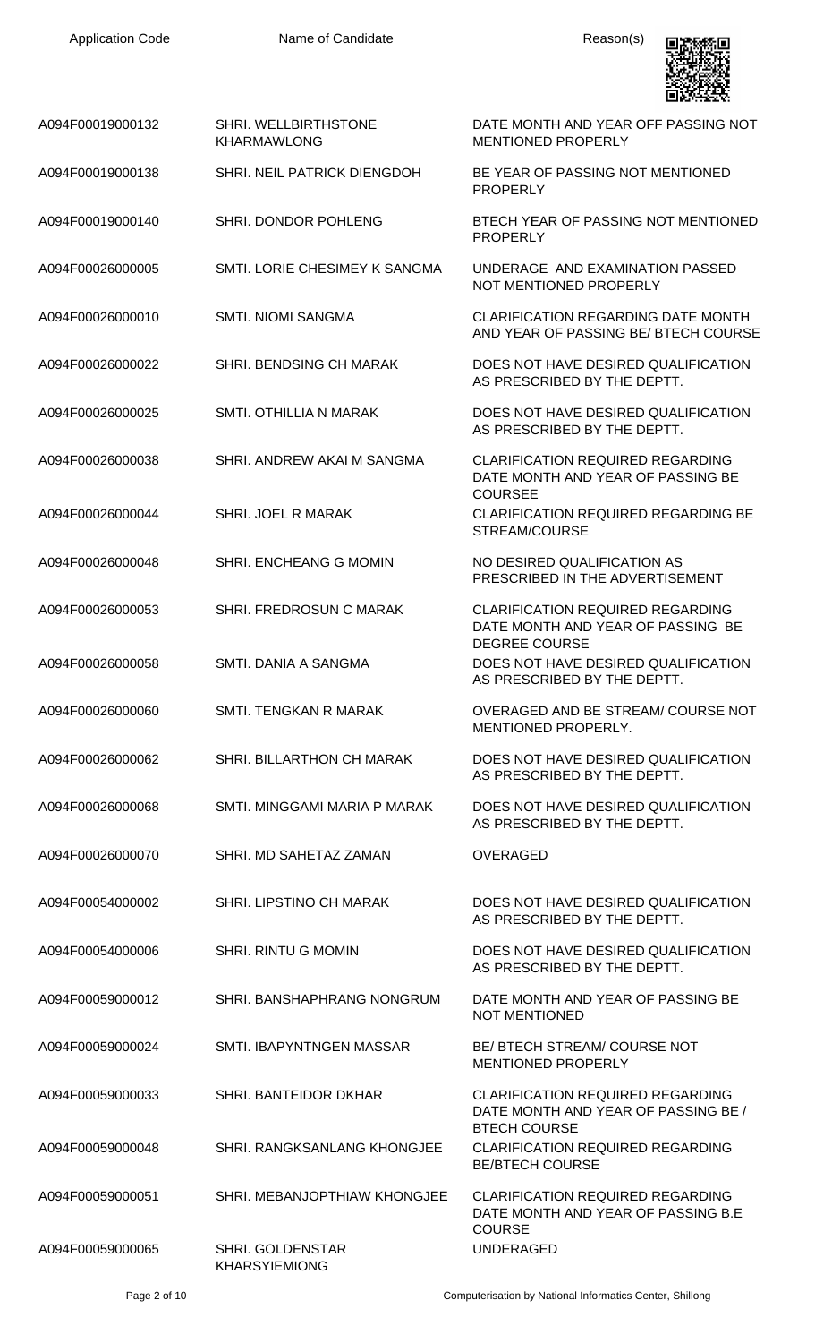| Application Code | Name of Candidate | Reason(s) |
|---|---|---|
| A094F00019000132 | SHRI. WELLBIRTHSTONE KHARMAWLONG | DATE MONTH AND YEAR OFF PASSING NOT MENTIONED PROPERLY |
| A094F00019000138 | SHRI. NEIL PATRICK DIENGDOH | BE YEAR OF PASSING NOT MENTIONED PROPERLY |
| A094F00019000140 | SHRI. DONDOR POHLENG | BTECH YEAR OF PASSING NOT MENTIONED PROPERLY |
| A094F00026000005 | SMTI. LORIE CHESIMEY K SANGMA | UNDERAGE AND EXAMINATION PASSED NOT MENTIONED PROPERLY |
| A094F00026000010 | SMTI. NIOMI SANGMA | CLARIFICATION REGARDING DATE MONTH AND YEAR OF PASSING BE/ BTECH COURSE |
| A094F00026000022 | SHRI. BENDSING CH MARAK | DOES NOT HAVE DESIRED QUALIFICATION AS PRESCRIBED BY THE DEPTT. |
| A094F00026000025 | SMTI. OTHILLIA N MARAK | DOES NOT HAVE DESIRED QUALIFICATION AS PRESCRIBED BY THE DEPTT. |
| A094F00026000038 | SHRI. ANDREW AKAI M SANGMA | CLARIFICATION REQUIRED REGARDING DATE MONTH AND YEAR OF PASSING BE COURSEE |
| A094F00026000044 | SHRI. JOEL R MARAK | CLARIFICATION REQUIRED REGARDING BE STREAM/COURSE |
| A094F00026000048 | SHRI. ENCHEANG G MOMIN | NO DESIRED QUALIFICATION AS PRESCRIBED IN THE ADVERTISEMENT |
| A094F00026000053 | SHRI. FREDROSUN C MARAK | CLARIFICATION REQUIRED REGARDING DATE MONTH AND YEAR OF PASSING BE DEGREE COURSE |
| A094F00026000058 | SMTI. DANIA A SANGMA | DOES NOT HAVE DESIRED QUALIFICATION AS PRESCRIBED BY THE DEPTT. |
| A094F00026000060 | SMTI. TENGKAN R MARAK | OVERAGED AND BE STREAM/ COURSE NOT MENTIONED PROPERLY. |
| A094F00026000062 | SHRI. BILLARTHON CH MARAK | DOES NOT HAVE DESIRED QUALIFICATION AS PRESCRIBED BY THE DEPTT. |
| A094F00026000068 | SMTI. MINGGAMI MARIA P MARAK | DOES NOT HAVE DESIRED QUALIFICATION AS PRESCRIBED BY THE DEPTT. |
| A094F00026000070 | SHRI. MD SAHETAZ ZAMAN | OVERAGED |
| A094F00054000002 | SHRI. LIPSTINO CH MARAK | DOES NOT HAVE DESIRED QUALIFICATION AS PRESCRIBED BY THE DEPTT. |
| A094F00054000006 | SHRI. RINTU G MOMIN | DOES NOT HAVE DESIRED QUALIFICATION AS PRESCRIBED BY THE DEPTT. |
| A094F00059000012 | SHRI. BANSHAPHRANG NONGRUM | DATE MONTH AND YEAR OF PASSING BE NOT MENTIONED |
| A094F00059000024 | SMTI. IBAPYNTNGEN MASSAR | BE/ BTECH STREAM/ COURSE NOT MENTIONED PROPERLY |
| A094F00059000033 | SHRI. BANTEIDOR DKHAR | CLARIFICATION REQUIRED REGARDING DATE MONTH AND YEAR OF PASSING BE / BTECH COURSE |
| A094F00059000048 | SHRI. RANGKSANLANG KHONGJEE | CLARIFICATION REQUIRED REGARDING BE/BTECH COURSE |
| A094F00059000051 | SHRI. MEBANJOPTHIAW KHONGJEE | CLARIFICATION REQUIRED REGARDING DATE MONTH AND YEAR OF PASSING B.E COURSE |
| A094F00059000065 | SHRI. GOLDENSTAR KHARSYIEMIONG | UNDERAGED |

Computerisation by National Informatics Center, Shillong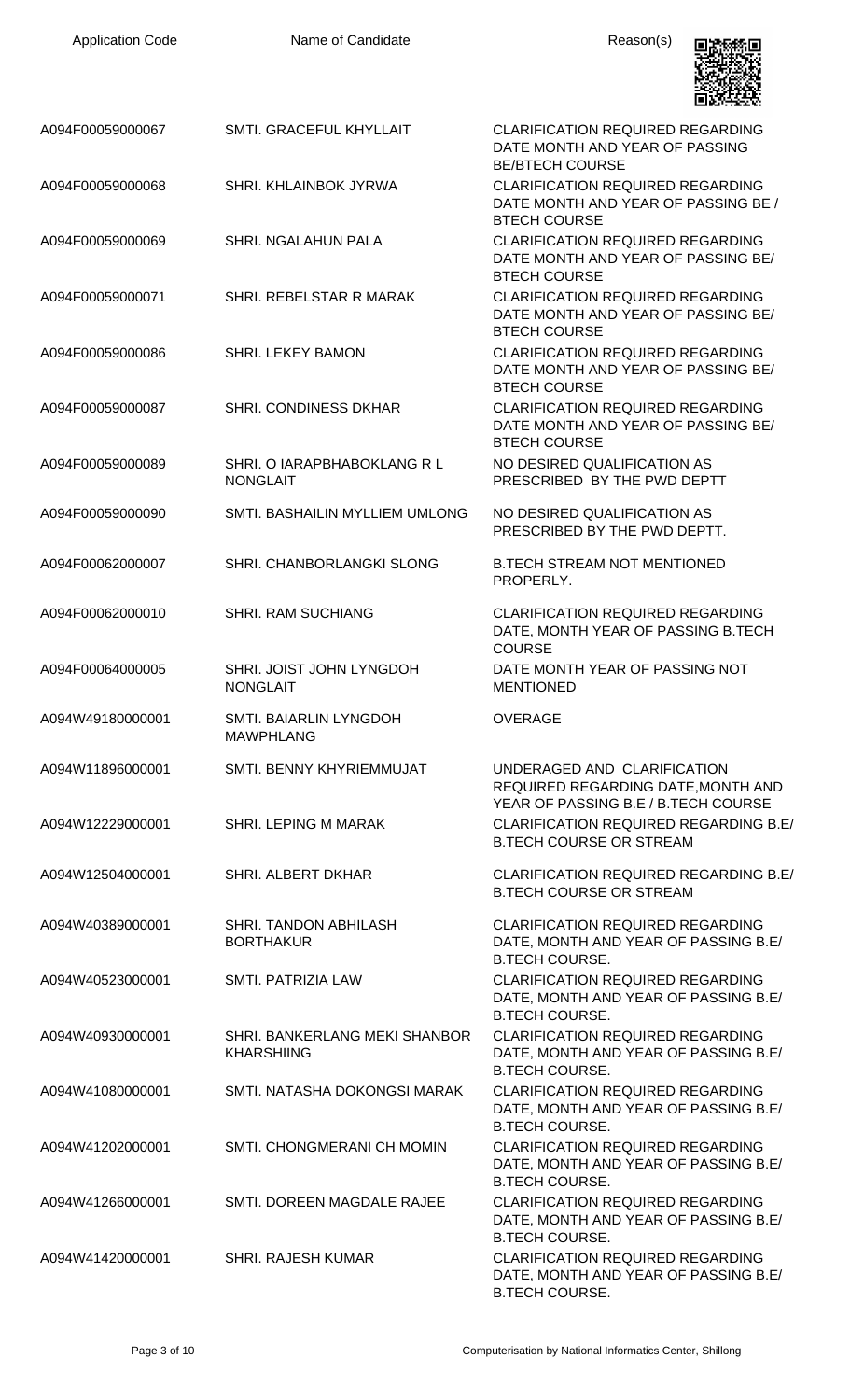| Application Code | Name of Candidate | Reason(s) |
| --- | --- | --- |
| A094F00059000067 | SMTI. GRACEFUL KHYLLAIT | CLARIFICATION REQUIRED REGARDING DATE MONTH AND YEAR OF PASSING BE/BTECH COURSE |
| A094F00059000068 | SHRI. KHLAINBOK JYRWA | CLARIFICATION REQUIRED REGARDING DATE MONTH AND YEAR OF PASSING BE / BTECH COURSE |
| A094F00059000069 | SHRI. NGALAHUN PALA | CLARIFICATION REQUIRED REGARDING DATE MONTH AND YEAR OF PASSING BE/ BTECH COURSE |
| A094F00059000071 | SHRI. REBELSTAR R MARAK | CLARIFICATION REQUIRED REGARDING DATE MONTH AND YEAR OF PASSING BE/ BTECH COURSE |
| A094F00059000086 | SHRI. LEKEY BAMON | CLARIFICATION REQUIRED REGARDING DATE MONTH AND YEAR OF PASSING BE/ BTECH COURSE |
| A094F00059000087 | SHRI. CONDINESS DKHAR | CLARIFICATION REQUIRED REGARDING DATE MONTH AND YEAR OF PASSING BE/ BTECH COURSE |
| A094F00059000089 | SHRI. O IARAPBHABOKLANG R L NONGLAIT | NO DESIRED QUALIFICATION AS PRESCRIBED BY THE PWD DEPTT |
| A094F00059000090 | SMTI. BASHAILIN MYLLIEM UMLONG | NO DESIRED QUALIFICATION AS PRESCRIBED BY THE PWD DEPTT. |
| A094F00062000007 | SHRI. CHANBORLANGKI SLONG | B.TECH STREAM NOT MENTIONED PROPERLY. |
| A094F00062000010 | SHRI. RAM SUCHIANG | CLARIFICATION REQUIRED REGARDING DATE, MONTH YEAR OF PASSING B.TECH COURSE |
| A094F00064000005 | SHRI. JOIST JOHN LYNGDOH NONGLAIT | DATE MONTH YEAR OF PASSING NOT MENTIONED |
| A094W49180000001 | SMTI. BAIARLIN LYNGDOH MAWPHLANG | OVERAGE |
| A094W11896000001 | SMTI. BENNY KHYRIEMMUJAT | UNDERAGED AND CLARIFICATION REQUIRED REGARDING DATE,MONTH AND YEAR OF PASSING B.E / B.TECH COURSE |
| A094W12229000001 | SHRI. LEPING M MARAK | CLARIFICATION REQUIRED REGARDING B.E/ B.TECH COURSE OR STREAM |
| A094W12504000001 | SHRI. ALBERT DKHAR | CLARIFICATION REQUIRED REGARDING B.E/ B.TECH COURSE OR STREAM |
| A094W40389000001 | SHRI. TANDON ABHILASH BORTHAKUR | CLARIFICATION REQUIRED REGARDING DATE, MONTH AND YEAR OF PASSING B.E/ B.TECH COURSE. |
| A094W40523000001 | SMTI. PATRIZIA LAW | CLARIFICATION REQUIRED REGARDING DATE, MONTH AND YEAR OF PASSING B.E/ B.TECH COURSE. |
| A094W40930000001 | SHRI. BANKERLANG MEKI SHANBOR KHARSHIING | CLARIFICATION REQUIRED REGARDING DATE, MONTH AND YEAR OF PASSING B.E/ B.TECH COURSE. |
| A094W41080000001 | SMTI. NATASHA DOKONGSI MARAK | CLARIFICATION REQUIRED REGARDING DATE, MONTH AND YEAR OF PASSING B.E/ B.TECH COURSE. |
| A094W41202000001 | SMTI. CHONGMERANI CH MOMIN | CLARIFICATION REQUIRED REGARDING DATE, MONTH AND YEAR OF PASSING B.E/ B.TECH COURSE. |
| A094W41266000001 | SMTI. DOREEN MAGDALE RAJEE | CLARIFICATION REQUIRED REGARDING DATE, MONTH AND YEAR OF PASSING B.E/ B.TECH COURSE. |
| A094W41420000001 | SHRI. RAJESH KUMAR | CLARIFICATION REQUIRED REGARDING DATE, MONTH AND YEAR OF PASSING B.E/ B.TECH COURSE. |

Computerisation by National Informatics Center, Shillong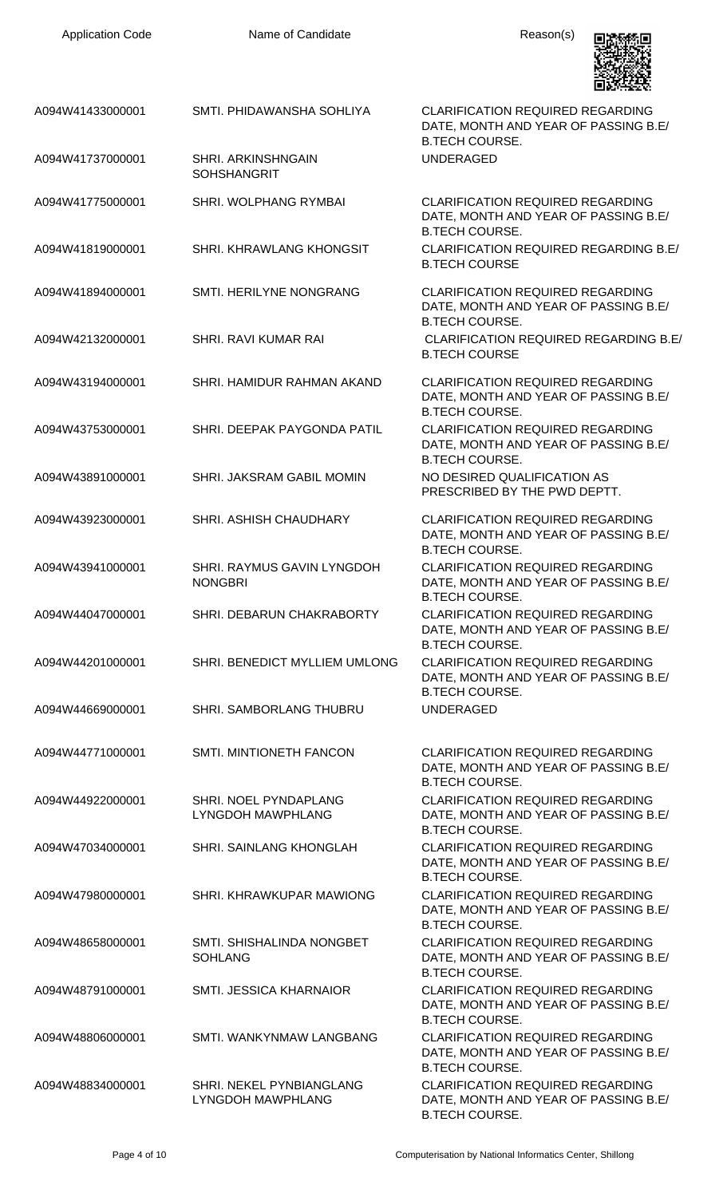| Application Code | Name of Candidate | Reason(s) |
|---|---|---|
| A094W41433000001 | SMTI. PHIDAWANSHA SOHLIYA | CLARIFICATION REQUIRED REGARDING DATE, MONTH AND YEAR OF PASSING B.E/ B.TECH COURSE. |
| A094W41737000001 | SHRI. ARKINSHNGAIN SOHSHANGRIT | UNDERAGED |
| A094W41775000001 | SHRI. WOLPHANG RYMBAI | CLARIFICATION REQUIRED REGARDING DATE, MONTH AND YEAR OF PASSING B.E/ B.TECH COURSE. |
| A094W41819000001 | SHRI. KHRAWLANG KHONGSIT | CLARIFICATION REQUIRED REGARDING B.E/ B.TECH COURSE |
| A094W41894000001 | SMTI. HERILYNE NONGRANG | CLARIFICATION REQUIRED REGARDING DATE, MONTH AND YEAR OF PASSING B.E/ B.TECH COURSE. |
| A094W42132000001 | SHRI. RAVI KUMAR RAI | CLARIFICATION REQUIRED REGARDING B.E/ B.TECH COURSE |
| A094W43194000001 | SHRI. HAMIDUR RAHMAN AKAND | CLARIFICATION REQUIRED REGARDING DATE, MONTH AND YEAR OF PASSING B.E/ B.TECH COURSE. |
| A094W43753000001 | SHRI. DEEPAK PAYGONDA PATIL | CLARIFICATION REQUIRED REGARDING DATE, MONTH AND YEAR OF PASSING B.E/ B.TECH COURSE. |
| A094W43891000001 | SHRI. JAKSRAM GABIL MOMIN | NO DESIRED QUALIFICATION AS PRESCRIBED BY THE PWD DEPTT. |
| A094W43923000001 | SHRI. ASHISH CHAUDHARY | CLARIFICATION REQUIRED REGARDING DATE, MONTH AND YEAR OF PASSING B.E/ B.TECH COURSE. |
| A094W43941000001 | SHRI. RAYMUS GAVIN LYNGDOH NONGBRI | CLARIFICATION REQUIRED REGARDING DATE, MONTH AND YEAR OF PASSING B.E/ B.TECH COURSE. |
| A094W44047000001 | SHRI. DEBARUN CHAKRABORTY | CLARIFICATION REQUIRED REGARDING DATE, MONTH AND YEAR OF PASSING B.E/ B.TECH COURSE. |
| A094W44201000001 | SHRI. BENEDICT MYLLIEM UMLONG | CLARIFICATION REQUIRED REGARDING DATE, MONTH AND YEAR OF PASSING B.E/ B.TECH COURSE. |
| A094W44669000001 | SHRI. SAMBORLANG THUBRU | UNDERAGED |
| A094W44771000001 | SMTI. MINTIONETH FANCON | CLARIFICATION REQUIRED REGARDING DATE, MONTH AND YEAR OF PASSING B.E/ B.TECH COURSE. |
| A094W44922000001 | SHRI. NOEL PYNDAPLANG LYNGDOH MAWPHLANG | CLARIFICATION REQUIRED REGARDING DATE, MONTH AND YEAR OF PASSING B.E/ B.TECH COURSE. |
| A094W47034000001 | SHRI. SAINLANG KHONGLAH | CLARIFICATION REQUIRED REGARDING DATE, MONTH AND YEAR OF PASSING B.E/ B.TECH COURSE. |
| A094W47980000001 | SHRI. KHRAWKUPAR MAWIONG | CLARIFICATION REQUIRED REGARDING DATE, MONTH AND YEAR OF PASSING B.E/ B.TECH COURSE. |
| A094W48658000001 | SMTI. SHISHALINDA NONGBET SOHLANG | CLARIFICATION REQUIRED REGARDING DATE, MONTH AND YEAR OF PASSING B.E/ B.TECH COURSE. |
| A094W48791000001 | SMTI. JESSICA KHARNAIOR | CLARIFICATION REQUIRED REGARDING DATE, MONTH AND YEAR OF PASSING B.E/ B.TECH COURSE. |
| A094W48806000001 | SMTI. WANKYNMAW LANGBANG | CLARIFICATION REQUIRED REGARDING DATE, MONTH AND YEAR OF PASSING B.E/ B.TECH COURSE. |
| A094W48834000001 | SHRI. NEKEL PYNBIANGLANG LYNGDOH MAWPHLANG | CLARIFICATION REQUIRED REGARDING DATE, MONTH AND YEAR OF PASSING B.E/ B.TECH COURSE. |

Computerisation by National Informatics Center, Shillong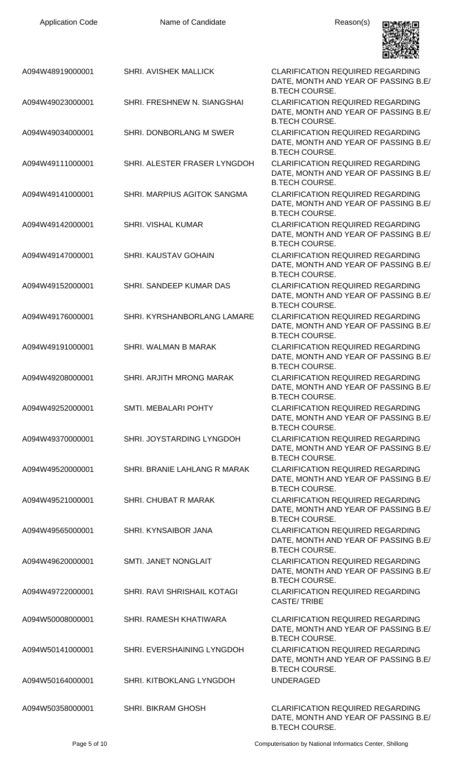| Application Code | Name of Candidate | Reason(s) |
| --- | --- | --- |
| A094W48919000001 | SHRI. AVISHEK MALLICK | CLARIFICATION REQUIRED REGARDING DATE, MONTH AND YEAR OF PASSING B.E/ B.TECH COURSE. |
| A094W49023000001 | SHRI. FRESHNEW N. SIANGSHAI | CLARIFICATION REQUIRED REGARDING DATE, MONTH AND YEAR OF PASSING B.E/ B.TECH COURSE. |
| A094W49034000001 | SHRI. DONBORLANG M SWER | CLARIFICATION REQUIRED REGARDING DATE, MONTH AND YEAR OF PASSING B.E/ B.TECH COURSE. |
| A094W49111000001 | SHRI. ALESTER FRASER LYNGDOH | CLARIFICATION REQUIRED REGARDING DATE, MONTH AND YEAR OF PASSING B.E/ B.TECH COURSE. |
| A094W49141000001 | SHRI. MARPIUS AGITOK SANGMA | CLARIFICATION REQUIRED REGARDING DATE, MONTH AND YEAR OF PASSING B.E/ B.TECH COURSE. |
| A094W49142000001 | SHRI. VISHAL KUMAR | CLARIFICATION REQUIRED REGARDING DATE, MONTH AND YEAR OF PASSING B.E/ B.TECH COURSE. |
| A094W49147000001 | SHRI. KAUSTAV GOHAIN | CLARIFICATION REQUIRED REGARDING DATE, MONTH AND YEAR OF PASSING B.E/ B.TECH COURSE. |
| A094W49152000001 | SHRI. SANDEEP KUMAR DAS | CLARIFICATION REQUIRED REGARDING DATE, MONTH AND YEAR OF PASSING B.E/ B.TECH COURSE. |
| A094W49176000001 | SHRI. KYRSHANBORLANG LAMARE | CLARIFICATION REQUIRED REGARDING DATE, MONTH AND YEAR OF PASSING B.E/ B.TECH COURSE. |
| A094W49191000001 | SHRI. WALMAN B MARAK | CLARIFICATION REQUIRED REGARDING DATE, MONTH AND YEAR OF PASSING B.E/ B.TECH COURSE. |
| A094W49208000001 | SHRI. ARJITH MRONG MARAK | CLARIFICATION REQUIRED REGARDING DATE, MONTH AND YEAR OF PASSING B.E/ B.TECH COURSE. |
| A094W49252000001 | SMTI. MEBALARI POHTY | CLARIFICATION REQUIRED REGARDING DATE, MONTH AND YEAR OF PASSING B.E/ B.TECH COURSE. |
| A094W49370000001 | SHRI. JOYSTARDING LYNGDOH | CLARIFICATION REQUIRED REGARDING DATE, MONTH AND YEAR OF PASSING B.E/ B.TECH COURSE. |
| A094W49520000001 | SHRI. BRANIE LAHLANG R MARAK | CLARIFICATION REQUIRED REGARDING DATE, MONTH AND YEAR OF PASSING B.E/ B.TECH COURSE. |
| A094W49521000001 | SHRI. CHUBAT R MARAK | CLARIFICATION REQUIRED REGARDING DATE, MONTH AND YEAR OF PASSING B.E/ B.TECH COURSE. |
| A094W49565000001 | SHRI. KYNSAIBOR JANA | CLARIFICATION REQUIRED REGARDING DATE, MONTH AND YEAR OF PASSING B.E/ B.TECH COURSE. |
| A094W49620000001 | SMTI. JANET NONGLAIT | CLARIFICATION REQUIRED REGARDING DATE, MONTH AND YEAR OF PASSING B.E/ B.TECH COURSE. |
| A094W49722000001 | SHRI. RAVI SHRISHAIL KOTAGI | CLARIFICATION REQUIRED REGARDING CASTE/ TRIBE |
| A094W50008000001 | SHRI. RAMESH KHATIWARA | CLARIFICATION REQUIRED REGARDING DATE, MONTH AND YEAR OF PASSING B.E/ B.TECH COURSE. |
| A094W50141000001 | SHRI. EVERSHAINING LYNGDOH | CLARIFICATION REQUIRED REGARDING DATE, MONTH AND YEAR OF PASSING B.E/ B.TECH COURSE. |
| A094W50164000001 | SHRI. KITBOKLANG LYNGDOH | UNDERAGED |
| A094W50358000001 | SHRI. BIKRAM GHOSH | CLARIFICATION REQUIRED REGARDING DATE, MONTH AND YEAR OF PASSING B.E/ B.TECH COURSE. |

Computerisation by National Informatics Center, Shillong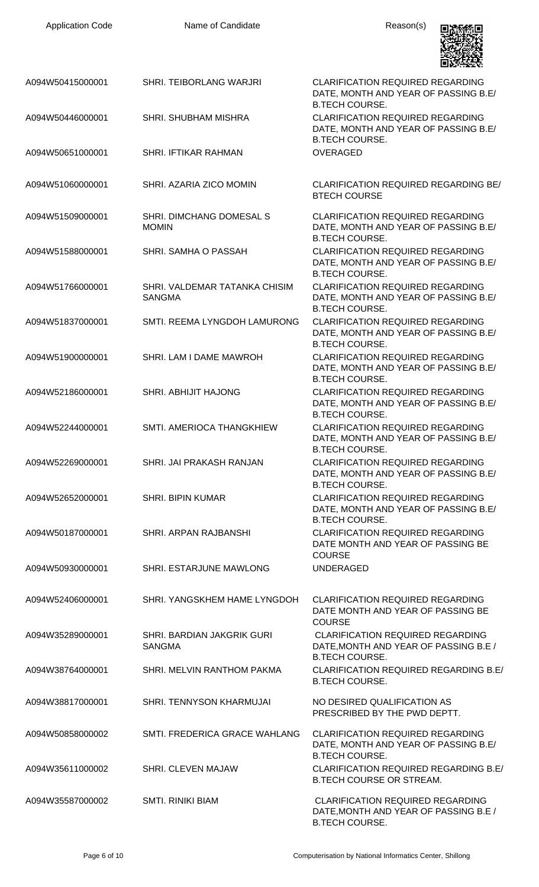| Application Code | Name of Candidate | Reason(s) |
|---|---|---|
| A094W50415000001 | SHRI. TEIBORLANG WARJRI | CLARIFICATION REQUIRED REGARDING DATE, MONTH AND YEAR OF PASSING B.E/ B.TECH COURSE. |
| A094W50446000001 | SHRI. SHUBHAM MISHRA | CLARIFICATION REQUIRED REGARDING DATE, MONTH AND YEAR OF PASSING B.E/ B.TECH COURSE. |
| A094W50651000001 | SHRI. IFTIKAR RAHMAN | OVERAGED |
| A094W51060000001 | SHRI. AZARIA ZICO MOMIN | CLARIFICATION REQUIRED REGARDING BE/ BTECH COURSE |
| A094W51509000001 | SHRI. DIMCHANG DOMESAL S MOMIN | CLARIFICATION REQUIRED REGARDING DATE, MONTH AND YEAR OF PASSING B.E/ B.TECH COURSE. |
| A094W51588000001 | SHRI. SAMHA O PASSAH | CLARIFICATION REQUIRED REGARDING DATE, MONTH AND YEAR OF PASSING B.E/ B.TECH COURSE. |
| A094W51766000001 | SHRI. VALDEMAR TATANKA CHISIM SANGMA | CLARIFICATION REQUIRED REGARDING DATE, MONTH AND YEAR OF PASSING B.E/ B.TECH COURSE. |
| A094W51837000001 | SMTI. REEMA LYNGDOH LAMURONG | CLARIFICATION REQUIRED REGARDING DATE, MONTH AND YEAR OF PASSING B.E/ B.TECH COURSE. |
| A094W51900000001 | SHRI. LAM I DAME MAWROH | CLARIFICATION REQUIRED REGARDING DATE, MONTH AND YEAR OF PASSING B.E/ B.TECH COURSE. |
| A094W52186000001 | SHRI. ABHIJIT HAJONG | CLARIFICATION REQUIRED REGARDING DATE, MONTH AND YEAR OF PASSING B.E/ B.TECH COURSE. |
| A094W52244000001 | SMTI. AMERIOCA THANGKHIEW | CLARIFICATION REQUIRED REGARDING DATE, MONTH AND YEAR OF PASSING B.E/ B.TECH COURSE. |
| A094W52269000001 | SHRI. JAI PRAKASH RANJAN | CLARIFICATION REQUIRED REGARDING DATE, MONTH AND YEAR OF PASSING B.E/ B.TECH COURSE. |
| A094W52652000001 | SHRI. BIPIN KUMAR | CLARIFICATION REQUIRED REGARDING DATE, MONTH AND YEAR OF PASSING B.E/ B.TECH COURSE. |
| A094W50187000001 | SHRI. ARPAN RAJBANSHI | CLARIFICATION REQUIRED REGARDING DATE MONTH AND YEAR OF PASSING BE COURSE |
| A094W50930000001 | SHRI. ESTARJUNE MAWLONG | UNDERAGED |
| A094W52406000001 | SHRI. YANGSKHEM HAME LYNGDOH | CLARIFICATION REQUIRED REGARDING DATE MONTH AND YEAR OF PASSING BE COURSE |
| A094W35289000001 | SHRI. BARDIAN JAKGRIK GURI SANGMA | CLARIFICATION REQUIRED REGARDING DATE,MONTH AND YEAR OF PASSING B.E / B.TECH COURSE. |
| A094W38764000001 | SHRI. MELVIN RANTHOM PAKMA | CLARIFICATION REQUIRED REGARDING B.E/ B.TECH COURSE. |
| A094W38817000001 | SHRI. TENNYSON KHARMUJAI | NO DESIRED QUALIFICATION AS PRESCRIBED BY THE PWD DEPTT. |
| A094W50858000002 | SMTI. FREDERICA GRACE WAHLANG | CLARIFICATION REQUIRED REGARDING DATE, MONTH AND YEAR OF PASSING B.E/ B.TECH COURSE. |
| A094W35611000002 | SHRI. CLEVEN MAJAW | CLARIFICATION REQUIRED REGARDING B.E/ B.TECH COURSE OR STREAM. |
| A094W35587000002 | SMTI. RINIKI BIAM | CLARIFICATION REQUIRED REGARDING DATE,MONTH AND YEAR OF PASSING B.E / B.TECH COURSE. |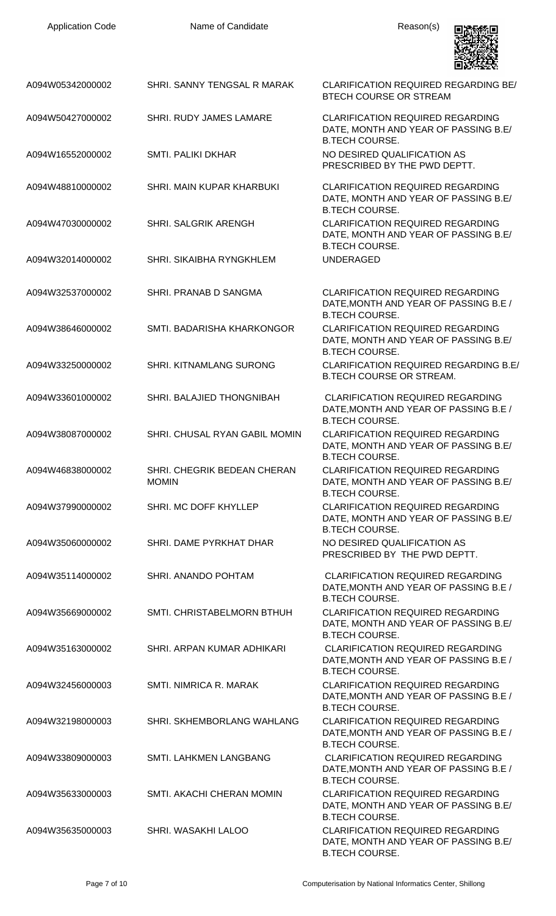| Application Code | Name of Candidate | Reason(s) |
| --- | --- | --- |
| A094W05342000002 | SHRI. SANNY TENGSAL R MARAK | CLARIFICATION REQUIRED REGARDING BE/ BTECH COURSE OR STREAM |
| A094W50427000002 | SHRI. RUDY JAMES LAMARE | CLARIFICATION REQUIRED REGARDING DATE, MONTH AND YEAR OF PASSING B.E/ B.TECH COURSE. |
| A094W16552000002 | SMTI. PALIKI DKHAR | NO DESIRED QUALIFICATION AS PRESCRIBED BY THE PWD DEPTT. |
| A094W48810000002 | SHRI. MAIN KUPAR KHARBUKI | CLARIFICATION REQUIRED REGARDING DATE, MONTH AND YEAR OF PASSING B.E/ B.TECH COURSE. |
| A094W47030000002 | SHRI. SALGRIK ARENGH | CLARIFICATION REQUIRED REGARDING DATE, MONTH AND YEAR OF PASSING B.E/ B.TECH COURSE. |
| A094W32014000002 | SHRI. SIKAIBHA RYNGKHLEM | UNDERAGED |
| A094W32537000002 | SHRI. PRANAB D SANGMA | CLARIFICATION REQUIRED REGARDING DATE,MONTH AND YEAR OF PASSING B.E / B.TECH COURSE. |
| A094W38646000002 | SMTI. BADARISHA KHARKONGOR | CLARIFICATION REQUIRED REGARDING DATE, MONTH AND YEAR OF PASSING B.E/ B.TECH COURSE. |
| A094W33250000002 | SHRI. KITNAMLANG SURONG | CLARIFICATION REQUIRED REGARDING B.E/ B.TECH COURSE OR STREAM. |
| A094W33601000002 | SHRI. BALAJIED THONGNIBAH | CLARIFICATION REQUIRED REGARDING DATE,MONTH AND YEAR OF PASSING B.E / B.TECH COURSE. |
| A094W38087000002 | SHRI. CHUSAL RYAN GABIL MOMIN | CLARIFICATION REQUIRED REGARDING DATE, MONTH AND YEAR OF PASSING B.E/ B.TECH COURSE. |
| A094W46838000002 | SHRI. CHEGRIK BEDEAN CHERAN MOMIN | CLARIFICATION REQUIRED REGARDING DATE, MONTH AND YEAR OF PASSING B.E/ B.TECH COURSE. |
| A094W37990000002 | SHRI. MC DOFF KHYLLEP | CLARIFICATION REQUIRED REGARDING DATE, MONTH AND YEAR OF PASSING B.E/ B.TECH COURSE. |
| A094W35060000002 | SHRI. DAME PYRKHAT DHAR | NO DESIRED QUALIFICATION AS PRESCRIBED BY THE PWD DEPTT. |
| A094W35114000002 | SHRI. ANANDO POHTAM | CLARIFICATION REQUIRED REGARDING DATE,MONTH AND YEAR OF PASSING B.E / B.TECH COURSE. |
| A094W35669000002 | SMTI. CHRISTABELMORN BTHUH | CLARIFICATION REQUIRED REGARDING DATE, MONTH AND YEAR OF PASSING B.E/ B.TECH COURSE. |
| A094W35163000002 | SHRI. ARPAN KUMAR ADHIKARI | CLARIFICATION REQUIRED REGARDING DATE,MONTH AND YEAR OF PASSING B.E / B.TECH COURSE. |
| A094W32456000003 | SMTI. NIMRICA R. MARAK | CLARIFICATION REQUIRED REGARDING DATE,MONTH AND YEAR OF PASSING B.E / B.TECH COURSE. |
| A094W32198000003 | SHRI. SKHEMBORLANG WAHLANG | CLARIFICATION REQUIRED REGARDING DATE,MONTH AND YEAR OF PASSING B.E / B.TECH COURSE. |
| A094W33809000003 | SMTI. LAHKMEN LANGBANG | CLARIFICATION REQUIRED REGARDING DATE,MONTH AND YEAR OF PASSING B.E / B.TECH COURSE. |
| A094W35633000003 | SMTI. AKACHI CHERAN MOMIN | CLARIFICATION REQUIRED REGARDING DATE, MONTH AND YEAR OF PASSING B.E/ B.TECH COURSE. |
| A094W35635000003 | SHRI. WASAKHI LALOO | CLARIFICATION REQUIRED REGARDING DATE, MONTH AND YEAR OF PASSING B.E/ B.TECH COURSE. |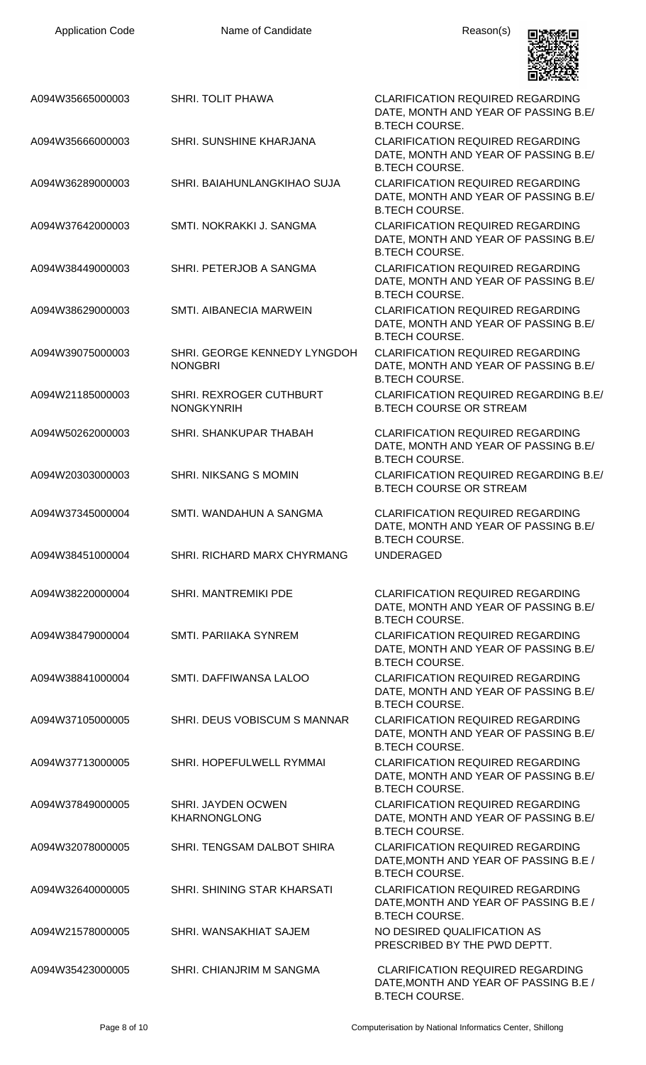| Application Code | Name of Candidate | Reason(s) |
|---|---|---|
| A094W35665000003 | SHRI. TOLIT PHAWA | CLARIFICATION REQUIRED REGARDING DATE, MONTH AND YEAR OF PASSING B.E/ B.TECH COURSE. |
| A094W35666000003 | SHRI. SUNSHINE KHARJANA | CLARIFICATION REQUIRED REGARDING DATE, MONTH AND YEAR OF PASSING B.E/ B.TECH COURSE. |
| A094W36289000003 | SHRI. BAIAHUNLANGKIHAO SUJA | CLARIFICATION REQUIRED REGARDING DATE, MONTH AND YEAR OF PASSING B.E/ B.TECH COURSE. |
| A094W37642000003 | SMTI. NOKRAKKI J. SANGMA | CLARIFICATION REQUIRED REGARDING DATE, MONTH AND YEAR OF PASSING B.E/ B.TECH COURSE. |
| A094W38449000003 | SHRI. PETERJOB A SANGMA | CLARIFICATION REQUIRED REGARDING DATE, MONTH AND YEAR OF PASSING B.E/ B.TECH COURSE. |
| A094W38629000003 | SMTI. AIBANECIA MARWEIN | CLARIFICATION REQUIRED REGARDING DATE, MONTH AND YEAR OF PASSING B.E/ B.TECH COURSE. |
| A094W39075000003 | SHRI. GEORGE KENNEDY LYNGDOH NONGBRI | CLARIFICATION REQUIRED REGARDING DATE, MONTH AND YEAR OF PASSING B.E/ B.TECH COURSE. |
| A094W21185000003 | SHRI. REXROGER CUTHBURT NONGKYNRIH | CLARIFICATION REQUIRED REGARDING B.E/ B.TECH COURSE OR STREAM |
| A094W50262000003 | SHRI. SHANKUPAR THABAH | CLARIFICATION REQUIRED REGARDING DATE, MONTH AND YEAR OF PASSING B.E/ B.TECH COURSE. |
| A094W20303000003 | SHRI. NIKSANG S MOMIN | CLARIFICATION REQUIRED REGARDING B.E/ B.TECH COURSE OR STREAM |
| A094W37345000004 | SMTI. WANDAHUN A SANGMA | CLARIFICATION REQUIRED REGARDING DATE, MONTH AND YEAR OF PASSING B.E/ B.TECH COURSE. |
| A094W38451000004 | SHRI. RICHARD MARX CHYRMANG | UNDERAGED |
| A094W38220000004 | SHRI. MANTREMIKI PDE | CLARIFICATION REQUIRED REGARDING DATE, MONTH AND YEAR OF PASSING B.E/ B.TECH COURSE. |
| A094W38479000004 | SMTI. PARIIAKA SYNREM | CLARIFICATION REQUIRED REGARDING DATE, MONTH AND YEAR OF PASSING B.E/ B.TECH COURSE. |
| A094W38841000004 | SMTI. DAFFIWANSA LALOO | CLARIFICATION REQUIRED REGARDING DATE, MONTH AND YEAR OF PASSING B.E/ B.TECH COURSE. |
| A094W37105000005 | SHRI. DEUS VOBISCUM S MANNAR | CLARIFICATION REQUIRED REGARDING DATE, MONTH AND YEAR OF PASSING B.E/ B.TECH COURSE. |
| A094W37713000005 | SHRI. HOPEFULWELL RYMMAI | CLARIFICATION REQUIRED REGARDING DATE, MONTH AND YEAR OF PASSING B.E/ B.TECH COURSE. |
| A094W37849000005 | SHRI. JAYDEN OCWEN KHARNONGLONG | CLARIFICATION REQUIRED REGARDING DATE, MONTH AND YEAR OF PASSING B.E/ B.TECH COURSE. |
| A094W32078000005 | SHRI. TENGSAM DALBOT SHIRA | CLARIFICATION REQUIRED REGARDING DATE,MONTH AND YEAR OF PASSING B.E / B.TECH COURSE. |
| A094W32640000005 | SHRI. SHINING STAR KHARSATI | CLARIFICATION REQUIRED REGARDING DATE,MONTH AND YEAR OF PASSING B.E / B.TECH COURSE. |
| A094W21578000005 | SHRI. WANSAKHIAT SAJEM | NO DESIRED QUALIFICATION AS PRESCRIBED BY THE PWD DEPTT. |
| A094W35423000005 | SHRI. CHIANJRIM M SANGMA | CLARIFICATION REQUIRED REGARDING DATE,MONTH AND YEAR OF PASSING B.E / B.TECH COURSE. |

Computerisation by National Informatics Center, Shillong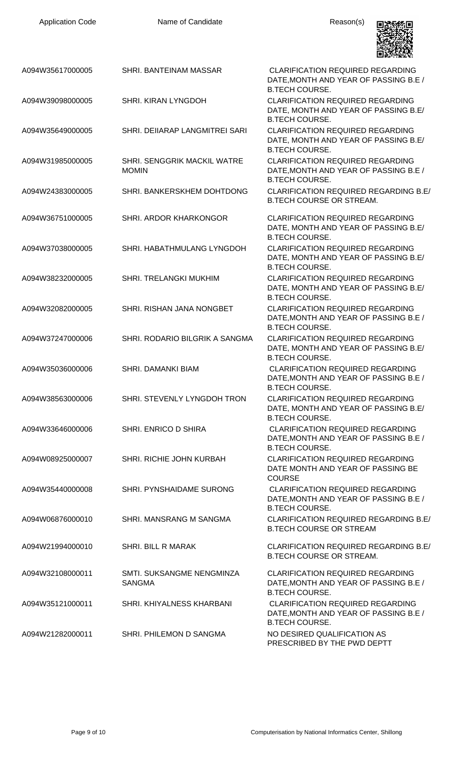| Application Code | Name of Candidate | Reason(s) |
| --- | --- | --- |
| A094W35617000005 | SHRI. BANTEINAM MASSAR | CLARIFICATION REQUIRED REGARDING DATE,MONTH AND YEAR OF PASSING B.E / B.TECH COURSE. |
| A094W39098000005 | SHRI. KIRAN LYNGDOH | CLARIFICATION REQUIRED REGARDING DATE, MONTH AND YEAR OF PASSING B.E/ B.TECH COURSE. |
| A094W35649000005 | SHRI. DEIIARAP LANGMITREI SARI | CLARIFICATION REQUIRED REGARDING DATE, MONTH AND YEAR OF PASSING B.E/ B.TECH COURSE. |
| A094W31985000005 | SHRI. SENGGRIK MACKIL WATRE MOMIN | CLARIFICATION REQUIRED REGARDING DATE,MONTH AND YEAR OF PASSING B.E / B.TECH COURSE. |
| A094W24383000005 | SHRI. BANKERSKHEM DOHTDONG | CLARIFICATION REQUIRED REGARDING B.E/ B.TECH COURSE OR STREAM. |
| A094W36751000005 | SHRI. ARDOR KHARKONGOR | CLARIFICATION REQUIRED REGARDING DATE, MONTH AND YEAR OF PASSING B.E/ B.TECH COURSE. |
| A094W37038000005 | SHRI. HABATHMULANG LYNGDOH | CLARIFICATION REQUIRED REGARDING DATE, MONTH AND YEAR OF PASSING B.E/ B.TECH COURSE. |
| A094W38232000005 | SHRI. TRELANGKI MUKHIM | CLARIFICATION REQUIRED REGARDING DATE, MONTH AND YEAR OF PASSING B.E/ B.TECH COURSE. |
| A094W32082000005 | SHRI. RISHAN JANA NONGBET | CLARIFICATION REQUIRED REGARDING DATE,MONTH AND YEAR OF PASSING B.E / B.TECH COURSE. |
| A094W37247000006 | SHRI. RODARIO BILGRIK A SANGMA | CLARIFICATION REQUIRED REGARDING DATE, MONTH AND YEAR OF PASSING B.E/ B.TECH COURSE. |
| A094W35036000006 | SHRI. DAMANKI BIAM | CLARIFICATION REQUIRED REGARDING DATE,MONTH AND YEAR OF PASSING B.E / B.TECH COURSE. |
| A094W38563000006 | SHRI. STEVENLY LYNGDOH TRON | CLARIFICATION REQUIRED REGARDING DATE, MONTH AND YEAR OF PASSING B.E/ B.TECH COURSE. |
| A094W33646000006 | SHRI. ENRICO D SHIRA | CLARIFICATION REQUIRED REGARDING DATE,MONTH AND YEAR OF PASSING B.E / B.TECH COURSE. |
| A094W08925000007 | SHRI. RICHIE JOHN KURBAH | CLARIFICATION REQUIRED REGARDING DATE MONTH AND YEAR OF PASSING BE COURSE |
| A094W35440000008 | SHRI. PYNSHAIDAME SURONG | CLARIFICATION REQUIRED REGARDING DATE,MONTH AND YEAR OF PASSING B.E / B.TECH COURSE. |
| A094W06876000010 | SHRI. MANSRANG M SANGMA | CLARIFICATION REQUIRED REGARDING B.E/ B.TECH COURSE OR STREAM |
| A094W21994000010 | SHRI. BILL R MARAK | CLARIFICATION REQUIRED REGARDING B.E/ B.TECH COURSE OR STREAM. |
| A094W32108000011 | SMTI. SUKSANGME NENGMINZA SANGMA | CLARIFICATION REQUIRED REGARDING DATE,MONTH AND YEAR OF PASSING B.E / B.TECH COURSE. |
| A094W35121000011 | SHRI. KHIYALNESS KHARBANI | CLARIFICATION REQUIRED REGARDING DATE,MONTH AND YEAR OF PASSING B.E / B.TECH COURSE. |
| A094W21282000011 | SHRI. PHILEMON D SANGMA | NO DESIRED QUALIFICATION AS PRESCRIBED BY THE PWD DEPTT |

Computerisation by National Informatics Center, Shillong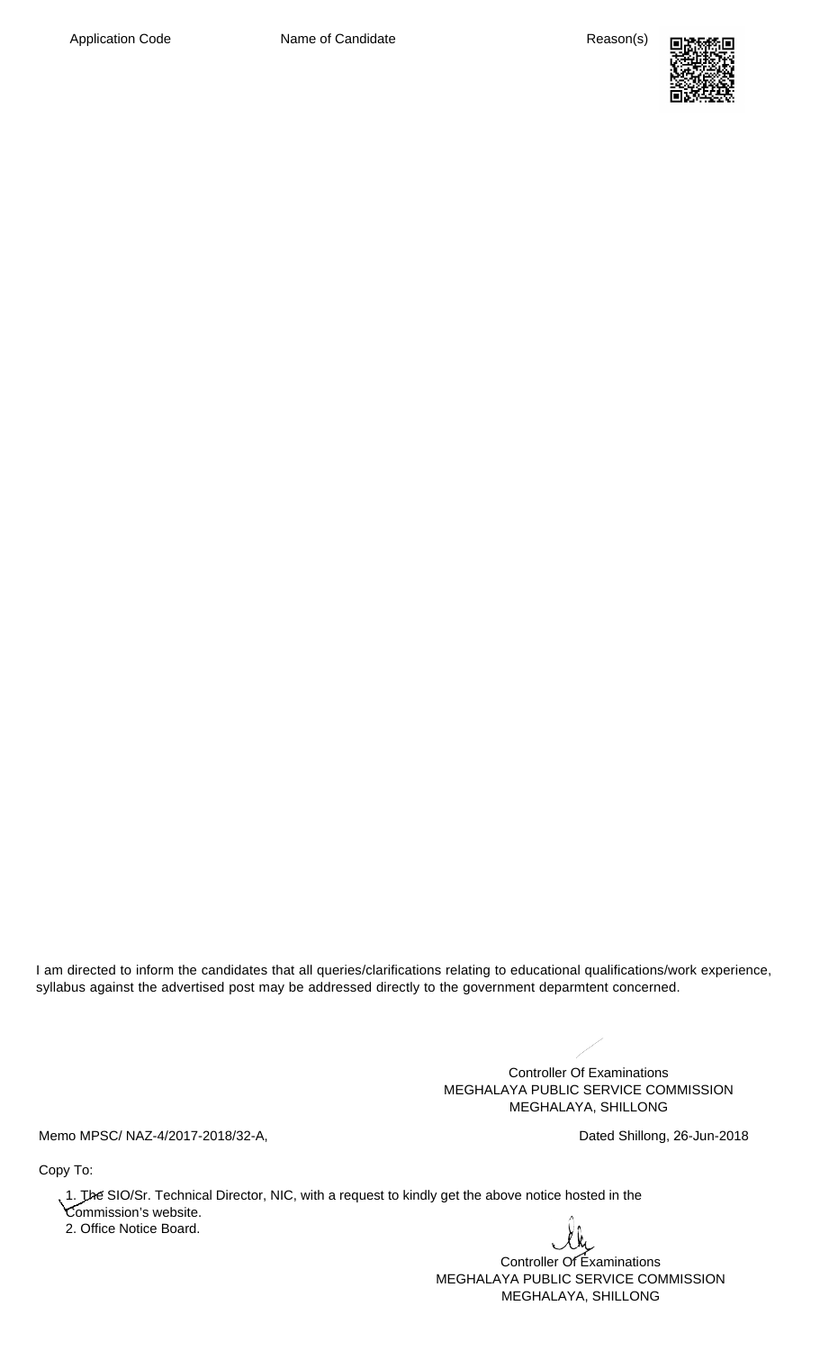| Application Code | Name of Candidate | Reason(s) |
| --- | --- | --- |

I am directed to inform the candidates that all queries/clarifications relating to educational qualifications/work experience, syllabus against the advertised post may be addressed directly to the government deparmtent concerned.

Controller Of Examinations
MEGHALAYA PUBLIC SERVICE COMMISSION
MEGHALAYA, SHILLONG

Memo MPSC/ NAZ-4/2017-2018/32-A,

Dated Shillong, 26-Jun-2018

Copy To:

1. The SIO/Sr. Technical Director, NIC, with a request to kindly get the above notice hosted in the Commission's website.
2. Office Notice Board.

Controller Of Examinations
MEGHALAYA PUBLIC SERVICE COMMISSION
MEGHALAYA, SHILLONG